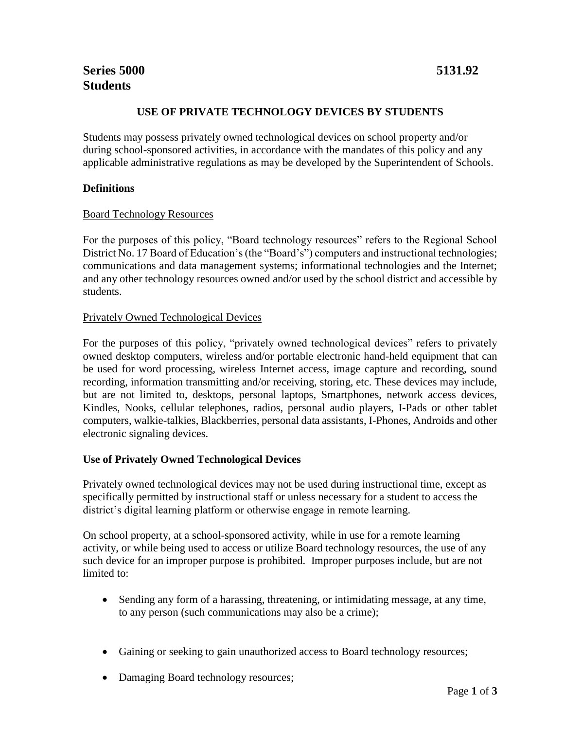**Series 5000** **5131.92**
**Students**

## USE OF PRIVATE TECHNOLOGY DEVICES BY STUDENTS

Students may possess privately owned technological devices on school property and/or during school-sponsored activities, in accordance with the mandates of this policy and any applicable administrative regulations as may be developed by the Superintendent of Schools.

### Definitions

Board Technology Resources

For the purposes of this policy, "Board technology resources" refers to the Regional School District No. 17 Board of Education's (the "Board's") computers and instructional technologies; communications and data management systems; informational technologies and the Internet; and any other technology resources owned and/or used by the school district and accessible by students.

Privately Owned Technological Devices

For the purposes of this policy, "privately owned technological devices" refers to privately owned desktop computers, wireless and/or portable electronic hand-held equipment that can be used for word processing, wireless Internet access, image capture and recording, sound recording, information transmitting and/or receiving, storing, etc. These devices may include, but are not limited to, desktops, personal laptops, Smartphones, network access devices, Kindles, Nooks, cellular telephones, radios, personal audio players, I-Pads or other tablet computers, walkie-talkies, Blackberries, personal data assistants, I-Phones, Androids and other electronic signaling devices.

### Use of Privately Owned Technological Devices

Privately owned technological devices may not be used during instructional time, except as specifically permitted by instructional staff or unless necessary for a student to access the district's digital learning platform or otherwise engage in remote learning.

On school property, at a school-sponsored activity, while in use for a remote learning activity, or while being used to access or utilize Board technology resources, the use of any such device for an improper purpose is prohibited. Improper purposes include, but are not limited to:

- Sending any form of a harassing, threatening, or intimidating message, at any time, to any person (such communications may also be a crime);
- Gaining or seeking to gain unauthorized access to Board technology resources;
- Damaging Board technology resources;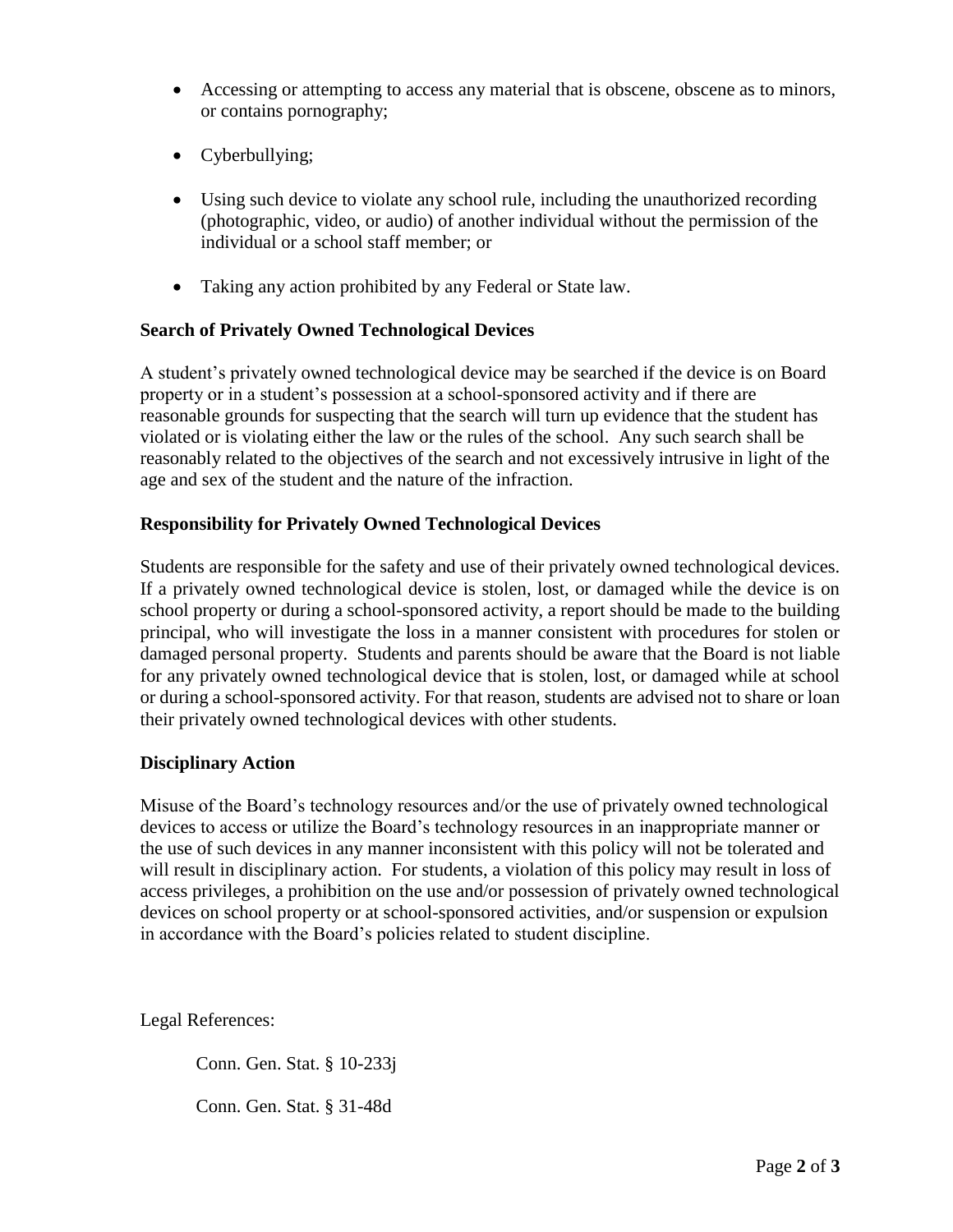- Accessing or attempting to access any material that is obscene, obscene as to minors, or contains pornography;
- Cyberbullying;
- Using such device to violate any school rule, including the unauthorized recording (photographic, video, or audio) of another individual without the permission of the individual or a school staff member; or
- Taking any action prohibited by any Federal or State law.

**Search of Privately Owned Technological Devices**

A student's privately owned technological device may be searched if the device is on Board property or in a student's possession at a school-sponsored activity and if there are reasonable grounds for suspecting that the search will turn up evidence that the student has violated or is violating either the law or the rules of the school. Any such search shall be reasonably related to the objectives of the search and not excessively intrusive in light of the age and sex of the student and the nature of the infraction.

**Responsibility for Privately Owned Technological Devices**

Students are responsible for the safety and use of their privately owned technological devices. If a privately owned technological device is stolen, lost, or damaged while the device is on school property or during a school-sponsored activity, a report should be made to the building principal, who will investigate the loss in a manner consistent with procedures for stolen or damaged personal property. Students and parents should be aware that the Board is not liable for any privately owned technological device that is stolen, lost, or damaged while at school or during a school-sponsored activity. For that reason, students are advised not to share or loan their privately owned technological devices with other students.

**Disciplinary Action**

Misuse of the Board's technology resources and/or the use of privately owned technological devices to access or utilize the Board's technology resources in an inappropriate manner or the use of such devices in any manner inconsistent with this policy will not be tolerated and will result in disciplinary action. For students, a violation of this policy may result in loss of access privileges, a prohibition on the use and/or possession of privately owned technological devices on school property or at school-sponsored activities, and/or suspension or expulsion in accordance with the Board's policies related to student discipline.

Legal References:

Conn. Gen. Stat. § 10-233j

Conn. Gen. Stat. § 31-48d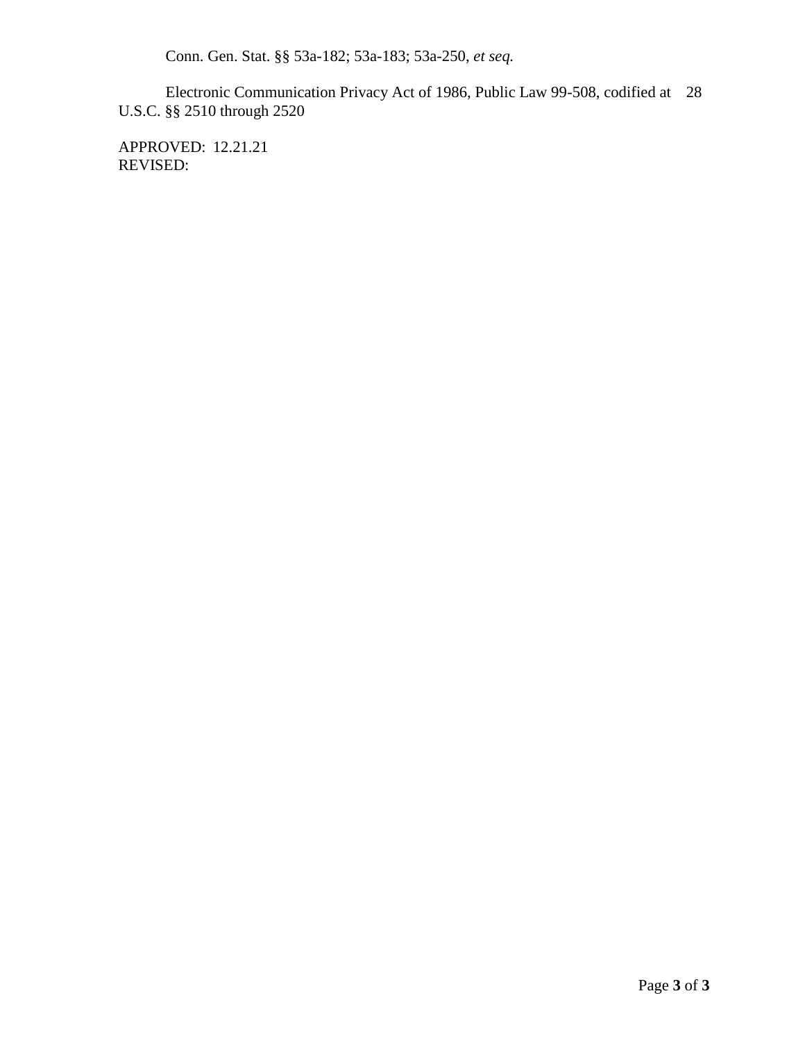Conn. Gen. Stat. §§ 53a-182; 53a-183; 53a-250, *et seq.*

Electronic Communication Privacy Act of 1986, Public Law 99-508, codified at 28 U.S.C. §§ 2510 through 2520

APPROVED: 12.21.21
REVISED: